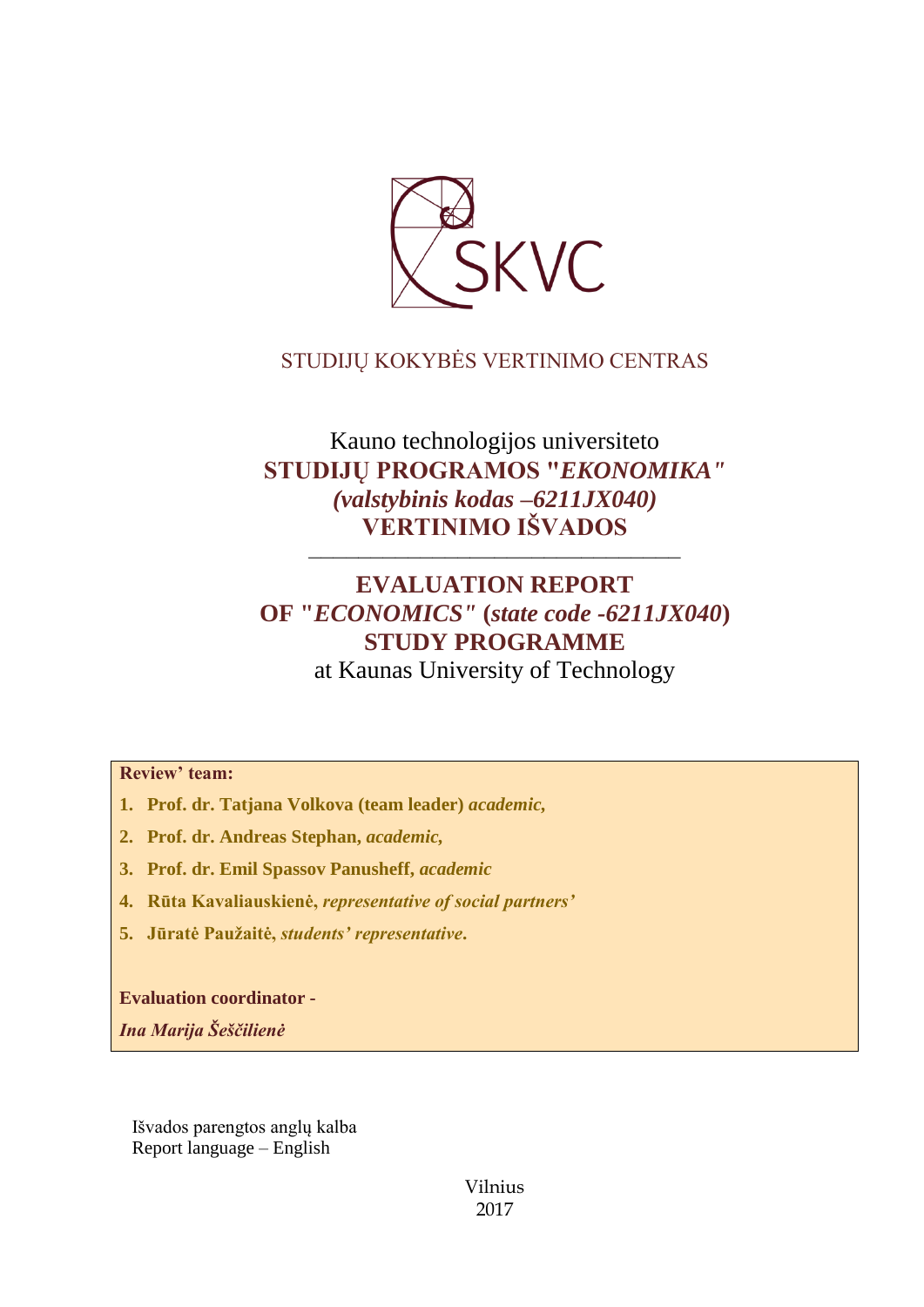SKVC

STUDIJŲ KOKYBĖS VERTINIMO CENTRAS

# Kauno technologijos universiteto
# STUDIJŲ PROGRAMOS "*EKONOMIKA"* *(valstybinis kodas –6211JX040)* VERTINIMO IŠVADOS

---

# EVALUATION REPORT OF "*ECONOMICS"* (*state code -6211JX040*) STUDY PROGRAMME
at Kaunas University of Technology

**Review' team:**

1. **Prof. dr. Tatjana Volkova (team leader)** ***academic,***
2. **Prof. dr. Andreas Stephan,** ***academic,***
3. **Prof. dr. Emil Spassov Panusheff,** ***academic***
4. **Rūta Kavaliauskienė,** ***representative of social partners'***
5. **Jūratė Paužaitė,** ***students' representative.***

**Evaluation coordinator -**

***Ina Marija Šeščilienė***

Išvados parengtos anglų kalba
Report language – English

Vilnius
2017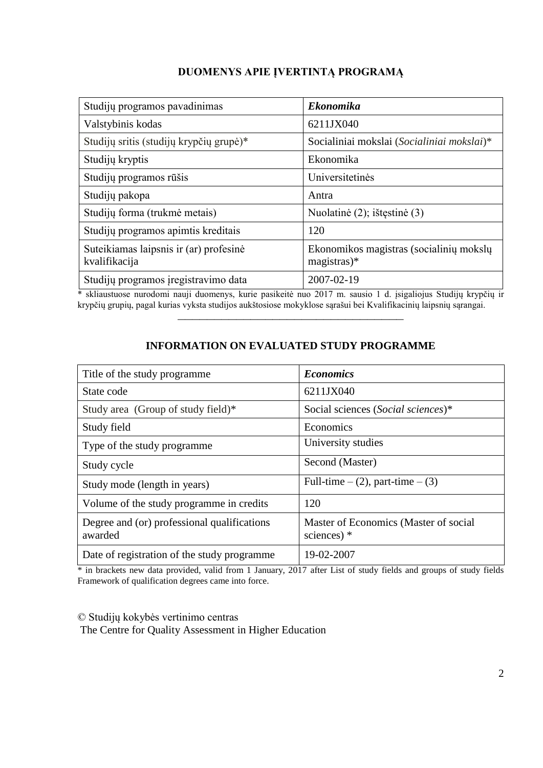## DUOMENYS APIE ĮVERTINTĄ PROGRAMĄ

| | |
|---|---|
| Studijų programos pavadinimas | ***Ekonomika*** |
| Valstybinis kodas | 6211JX040 |
| Studijų sritis (studijų krypčių grupė)* | Socialiniai mokslai (*Socialiniai mokslai*)* |
| Studijų kryptis | Ekonomika |
| Studijų programos rūšis | Universitetinės |
| Studijų pakopa | Antra |
| Studijų forma (trukmė metais) | Nuolatinė (2); ištęstinė (3) |
| Studijų programos apimtis kreditais | 120 |
| Suteikiamas laipsnis ir (ar) profesinė kvalifikacija | Ekonomikos magistras (socialinių mokslų magistras)* |
| Studijų programos įregistravimo data | 2007-02-19 |

\* skliaustuose nurodomi nauji duomenys, kurie pasikeitė nuo 2017 m. sausio 1 d. įsigaliojus Studijų krypčių ir krypčių grupių, pagal kurias vyksta studijos aukštosiose mokyklose sąrašui bei Kvalifikacinių laipsnių sąrangai.

---

## INFORMATION ON EVALUATED STUDY PROGRAMME

| | |
|---|---|
| Title of the study programme | ***Economics*** |
| State code | 6211JX040 |
| Study area (Group of study field)* | Social sciences (*Social sciences*)* |
| Study field | Economics |
| Type of the study programme | University studies |
| Study cycle | Second (Master) |
| Study mode (length in years) | Full-time – (2), part-time – (3) |
| Volume of the study programme in credits | 120 |
| Degree and (or) professional qualifications awarded | Master of Economics (Master of social sciences) * |
| Date of registration of the study programme | 19-02-2007 |

\* in brackets new data provided, valid from 1 January, 2017 after List of study fields and groups of study fields Framework of qualification degrees came into force.

© Studijų kokybės vertinimo centras
The Centre for Quality Assessment in Higher Education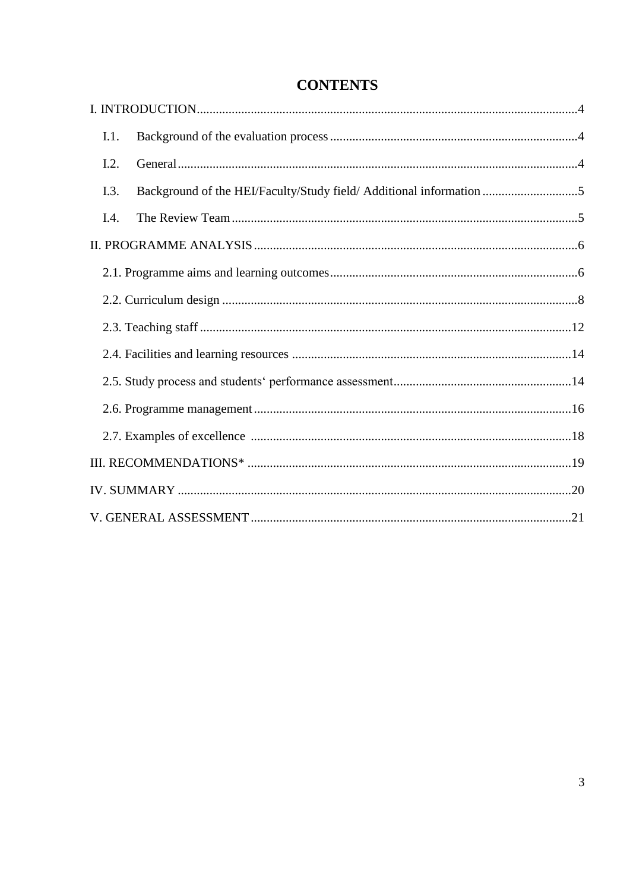# CONTENTS

I. INTRODUCTION ........................................................................................................ 4

- I.1. Background of the evaluation process ............................................................ 4
- I.2. General ............................................................................................................ 4
- I.3. Background of the HEI/Faculty/Study field/ Additional information ............................ 5
- I.4. The Review Team ............................................................................................ 5

II. PROGRAMME ANALYSIS ........................................................................................... 6

- 2.1. Programme aims and learning outcomes ........................................................... 6
- 2.2. Curriculum design ............................................................................................. 8
- 2.3. Teaching staff ................................................................................................... 12
- 2.4. Facilities and learning resources ....................................................................... 14
- 2.5. Study process and students‘ performance assessment ........................................ 14
- 2.6. Programme management .................................................................................. 16
- 2.7. Examples of excellence ..................................................................................... 18

III. RECOMMENDATIONS* ............................................................................................ 19

IV. SUMMARY ................................................................................................................ 20

V. GENERAL ASSESSMENT ........................................................................................... 21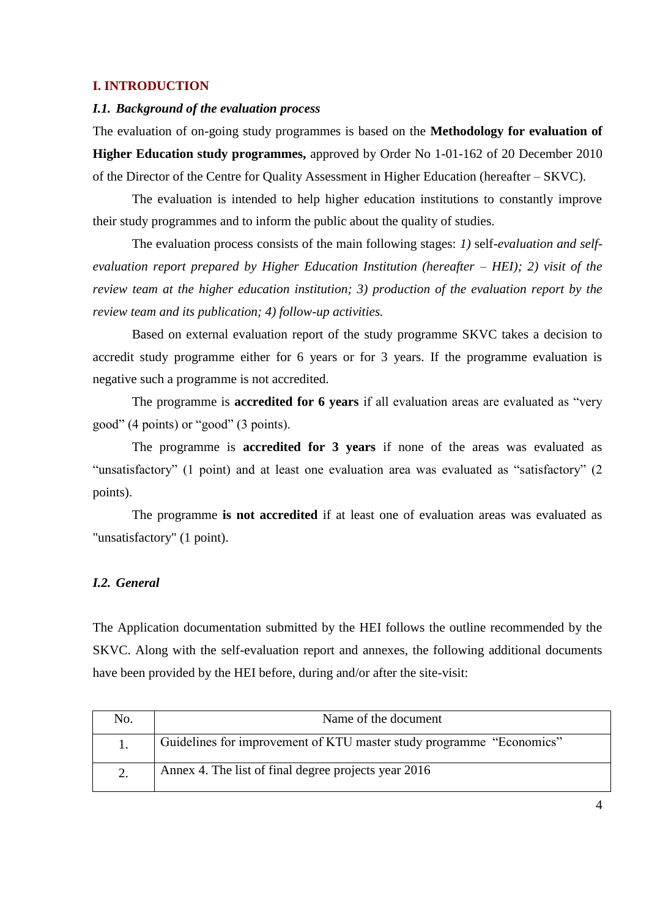## I. INTRODUCTION

### *I.1. Background of the evaluation process*

The evaluation of on-going study programmes is based on the **Methodology for evaluation of Higher Education study programmes,** approved by Order No 1-01-162 of 20 December 2010 of the Director of the Centre for Quality Assessment in Higher Education (hereafter – SKVC).

The evaluation is intended to help higher education institutions to constantly improve their study programmes and to inform the public about the quality of studies.

The evaluation process consists of the main following stages: *1)* self-*evaluation and self-evaluation report prepared by Higher Education Institution (hereafter – HEI); 2) visit of the review team at the higher education institution; 3) production of the evaluation report by the review team and its publication; 4) follow-up activities.*

Based on external evaluation report of the study programme SKVC takes a decision to accredit study programme either for 6 years or for 3 years. If the programme evaluation is negative such a programme is not accredited.

The programme is **accredited for 6 years** if all evaluation areas are evaluated as "very good" (4 points) or "good" (3 points).

The programme is **accredited for 3 years** if none of the areas was evaluated as "unsatisfactory" (1 point) and at least one evaluation area was evaluated as "satisfactory" (2 points).

The programme **is not accredited** if at least one of evaluation areas was evaluated as "unsatisfactory" (1 point).

### *I.2. General*

The Application documentation submitted by the HEI follows the outline recommended by the SKVC. Along with the self-evaluation report and annexes, the following additional documents have been provided by the HEI before, during and/or after the site-visit:

| No. | Name of the document |
|---|---|
| 1. | Guidelines for improvement of KTU master study programme "Economics" |
| 2. | Annex 4. The list of final degree projects year 2016 |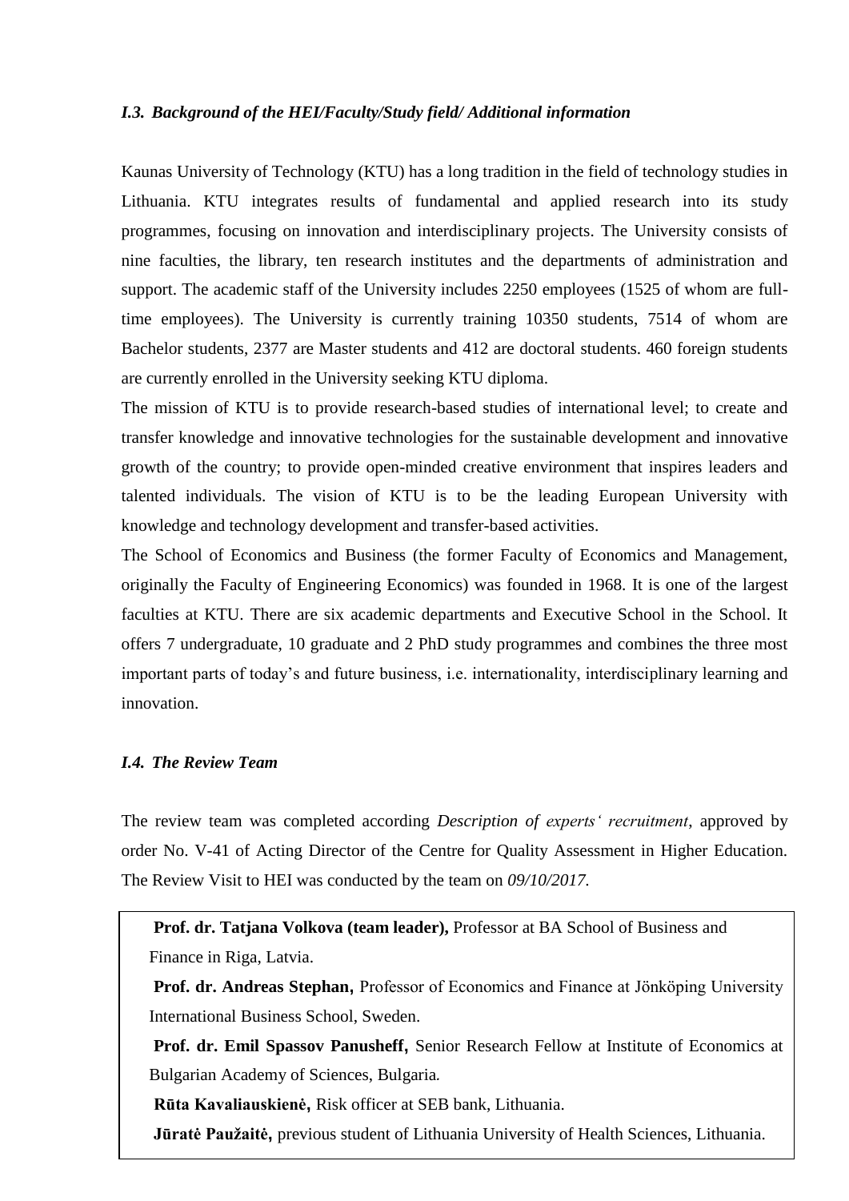### *I.3. Background of the HEI/Faculty/Study field/ Additional information*

Kaunas University of Technology (KTU) has a long tradition in the field of technology studies in Lithuania. KTU integrates results of fundamental and applied research into its study programmes, focusing on innovation and interdisciplinary projects. The University consists of nine faculties, the library, ten research institutes and the departments of administration and support. The academic staff of the University includes 2250 employees (1525 of whom are full-time employees). The University is currently training 10350 students, 7514 of whom are Bachelor students, 2377 are Master students and 412 are doctoral students. 460 foreign students are currently enrolled in the University seeking KTU diploma.

The mission of KTU is to provide research-based studies of international level; to create and transfer knowledge and innovative technologies for the sustainable development and innovative growth of the country; to provide open-minded creative environment that inspires leaders and talented individuals. The vision of KTU is to be the leading European University with knowledge and technology development and transfer-based activities.

The School of Economics and Business (the former Faculty of Economics and Management, originally the Faculty of Engineering Economics) was founded in 1968. It is one of the largest faculties at KTU. There are six academic departments and Executive School in the School. It offers 7 undergraduate, 10 graduate and 2 PhD study programmes and combines the three most important parts of today's and future business, i.e. internationality, interdisciplinary learning and innovation.

### *I.4. The Review Team*

The review team was completed according *Description of experts' recruitment*, approved by order No. V-41 of Acting Director of the Centre for Quality Assessment in Higher Education. The Review Visit to HEI was conducted by the team on *09/10/2017.*

**Prof. dr. Tatjana Volkova (team leader),** Professor at BA School of Business and Finance in Riga, Latvia.

**Prof. dr. Andreas Stephan,** Professor of Economics and Finance at Jönköping University International Business School, Sweden.

**Prof. dr. Emil Spassov Panusheff,** Senior Research Fellow at Institute of Economics at Bulgarian Academy of Sciences, Bulgaria.

**Rūta Kavaliauskienė,** Risk officer at SEB bank, Lithuania.

**Jūratė Paužaitė,** previous student of Lithuania University of Health Sciences, Lithuania.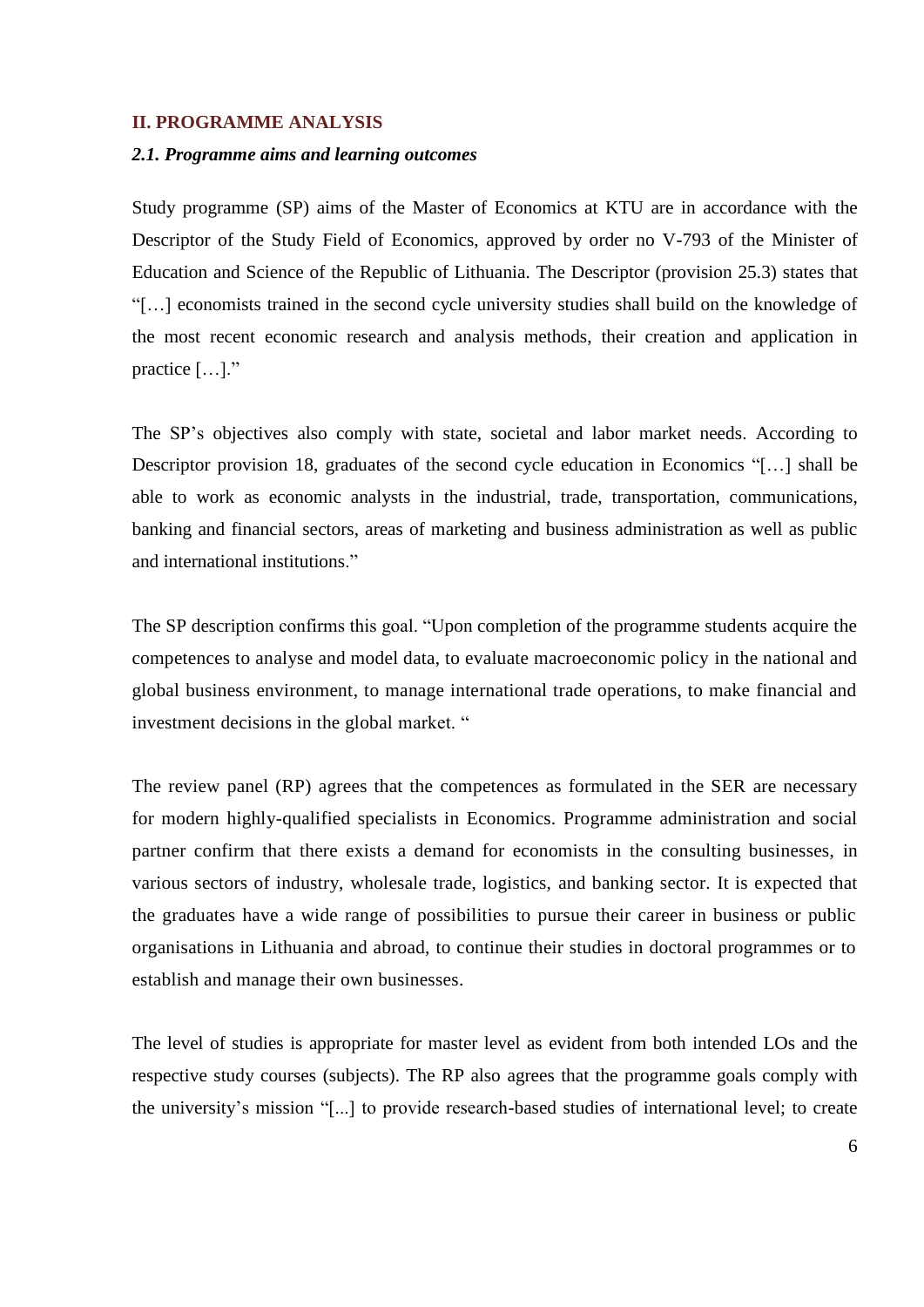## II. PROGRAMME ANALYSIS

### *2.1. Programme aims and learning outcomes*

Study programme (SP) aims of the Master of Economics at KTU are in accordance with the Descriptor of the Study Field of Economics, approved by order no V-793 of the Minister of Education and Science of the Republic of Lithuania. The Descriptor (provision 25.3) states that "[…] economists trained in the second cycle university studies shall build on the knowledge of the most recent economic research and analysis methods, their creation and application in practice […]."

The SP's objectives also comply with state, societal and labor market needs. According to Descriptor provision 18, graduates of the second cycle education in Economics "[…] shall be able to work as economic analysts in the industrial, trade, transportation, communications, banking and financial sectors, areas of marketing and business administration as well as public and international institutions."

The SP description confirms this goal. "Upon completion of the programme students acquire the competences to analyse and model data, to evaluate macroeconomic policy in the national and global business environment, to manage international trade operations, to make financial and investment decisions in the global market. "

The review panel (RP) agrees that the competences as formulated in the SER are necessary for modern highly-qualified specialists in Economics. Programme administration and social partner confirm that there exists a demand for economists in the consulting businesses, in various sectors of industry, wholesale trade, logistics, and banking sector. It is expected that the graduates have a wide range of possibilities to pursue their career in business or public organisations in Lithuania and abroad, to continue their studies in doctoral programmes or to establish and manage their own businesses.

The level of studies is appropriate for master level as evident from both intended LOs and the respective study courses (subjects). The RP also agrees that the programme goals comply with the university's mission "[...] to provide research-based studies of international level; to create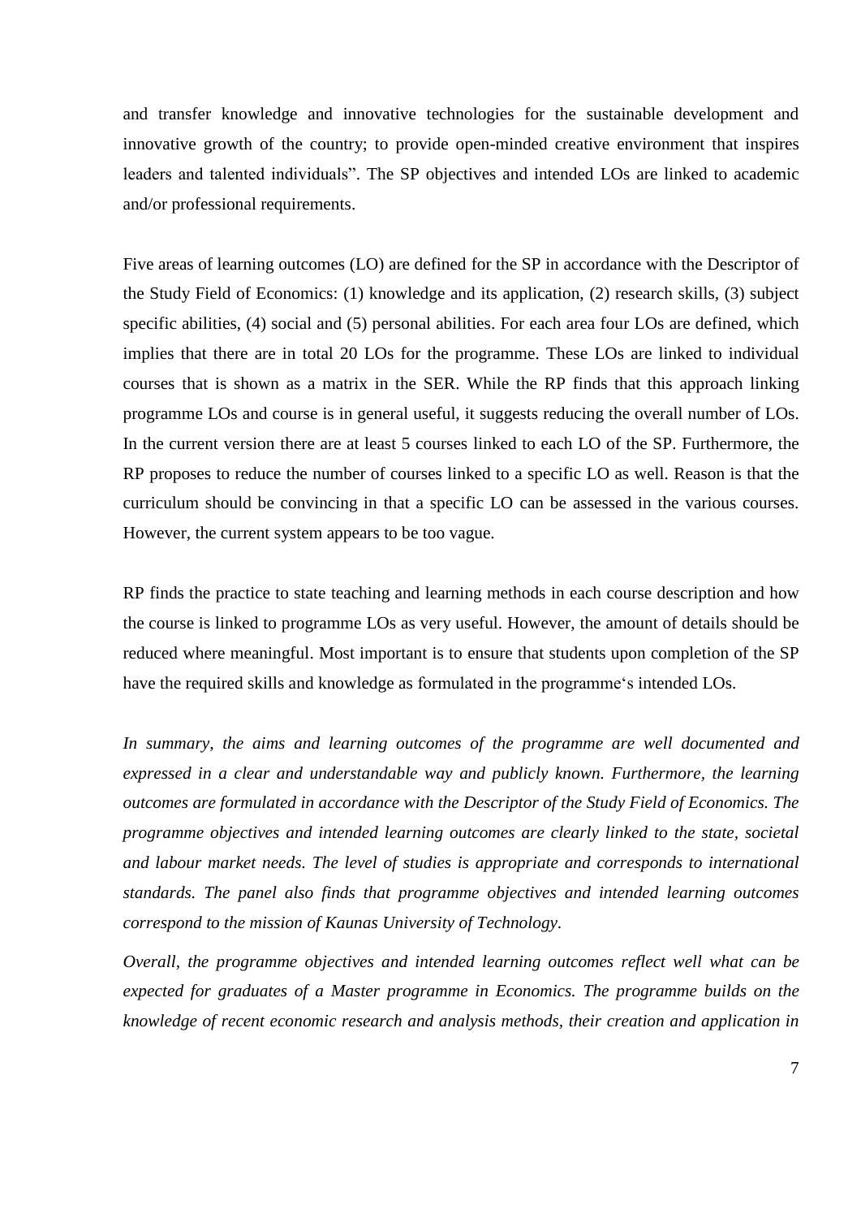and transfer knowledge and innovative technologies for the sustainable development and innovative growth of the country; to provide open-minded creative environment that inspires leaders and talented individuals". The SP objectives and intended LOs are linked to academic and/or professional requirements.

Five areas of learning outcomes (LO) are defined for the SP in accordance with the Descriptor of the Study Field of Economics: (1) knowledge and its application, (2) research skills, (3) subject specific abilities, (4) social and (5) personal abilities. For each area four LOs are defined, which implies that there are in total 20 LOs for the programme. These LOs are linked to individual courses that is shown as a matrix in the SER. While the RP finds that this approach linking programme LOs and course is in general useful, it suggests reducing the overall number of LOs. In the current version there are at least 5 courses linked to each LO of the SP. Furthermore, the RP proposes to reduce the number of courses linked to a specific LO as well. Reason is that the curriculum should be convincing in that a specific LO can be assessed in the various courses. However, the current system appears to be too vague.

RP finds the practice to state teaching and learning methods in each course description and how the course is linked to programme LOs as very useful. However, the amount of details should be reduced where meaningful. Most important is to ensure that students upon completion of the SP have the required skills and knowledge as formulated in the programme's intended LOs.

*In summary, the aims and learning outcomes of the programme are well documented and expressed in a clear and understandable way and publicly known. Furthermore, the learning outcomes are formulated in accordance with the Descriptor of the Study Field of Economics. The programme objectives and intended learning outcomes are clearly linked to the state, societal and labour market needs. The level of studies is appropriate and corresponds to international standards. The panel also finds that programme objectives and intended learning outcomes correspond to the mission of Kaunas University of Technology.*

*Overall, the programme objectives and intended learning outcomes reflect well what can be expected for graduates of a Master programme in Economics. The programme builds on the knowledge of recent economic research and analysis methods, their creation and application in*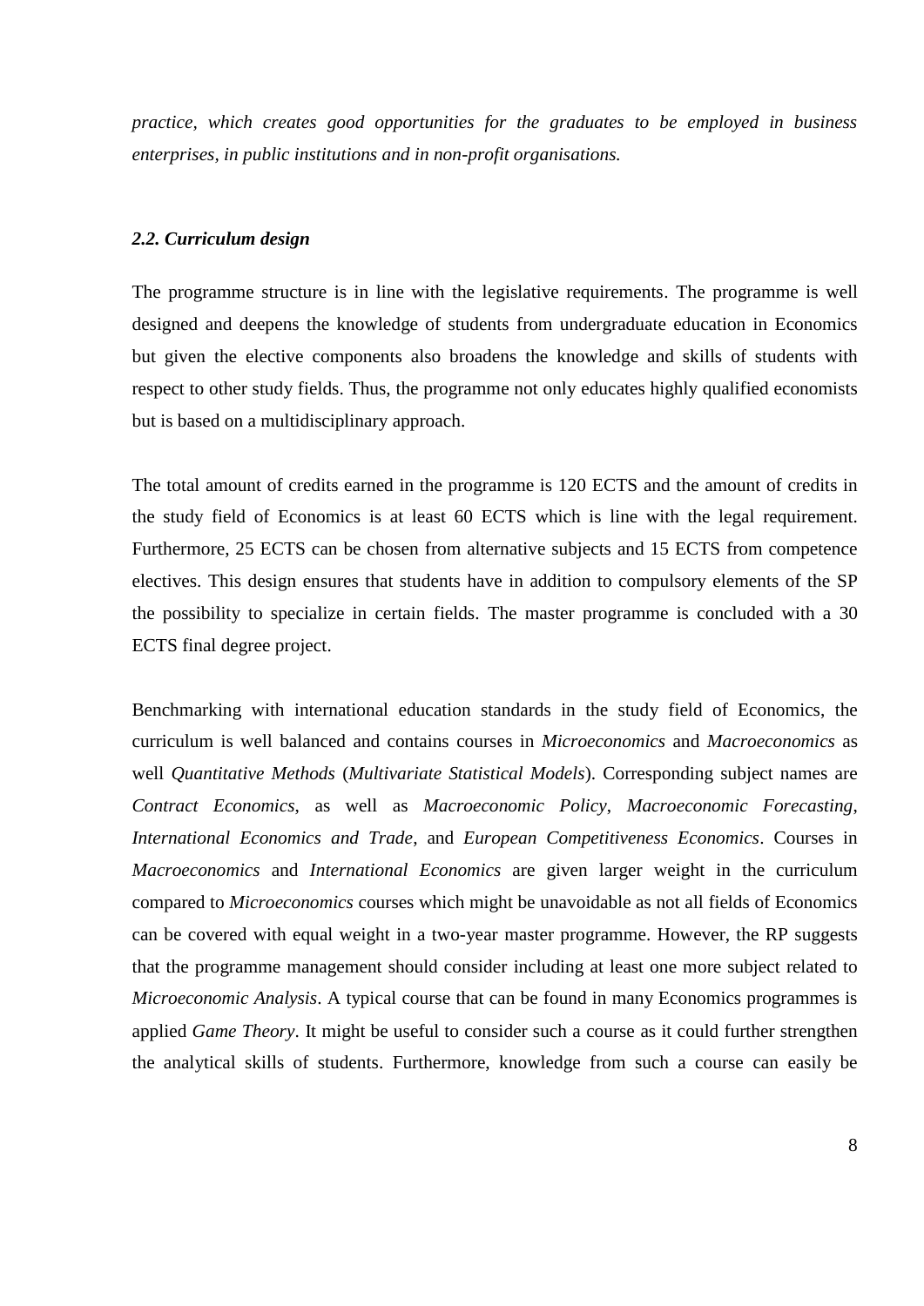*practice, which creates good opportunities for the graduates to be employed in business enterprises, in public institutions and in non-profit organisations.*

### *2.2. Curriculum design*

The programme structure is in line with the legislative requirements. The programme is well designed and deepens the knowledge of students from undergraduate education in Economics but given the elective components also broadens the knowledge and skills of students with respect to other study fields. Thus, the programme not only educates highly qualified economists but is based on a multidisciplinary approach.

The total amount of credits earned in the programme is 120 ECTS and the amount of credits in the study field of Economics is at least 60 ECTS which is line with the legal requirement. Furthermore, 25 ECTS can be chosen from alternative subjects and 15 ECTS from competence electives. This design ensures that students have in addition to compulsory elements of the SP the possibility to specialize in certain fields. The master programme is concluded with a 30 ECTS final degree project.

Benchmarking with international education standards in the study field of Economics, the curriculum is well balanced and contains courses in *Microeconomics* and *Macroeconomics* as well *Quantitative Methods* (*Multivariate Statistical Models*). Corresponding subject names are *Contract Economics*, as well as *Macroeconomic Policy*, *Macroeconomic Forecasting*, *International Economics and Trade*, and *European Competitiveness Economics*. Courses in *Macroeconomics* and *International Economics* are given larger weight in the curriculum compared to *Microeconomics* courses which might be unavoidable as not all fields of Economics can be covered with equal weight in a two-year master programme. However, the RP suggests that the programme management should consider including at least one more subject related to *Microeconomic Analysis*. A typical course that can be found in many Economics programmes is applied *Game Theory*. It might be useful to consider such a course as it could further strengthen the analytical skills of students. Furthermore, knowledge from such a course can easily be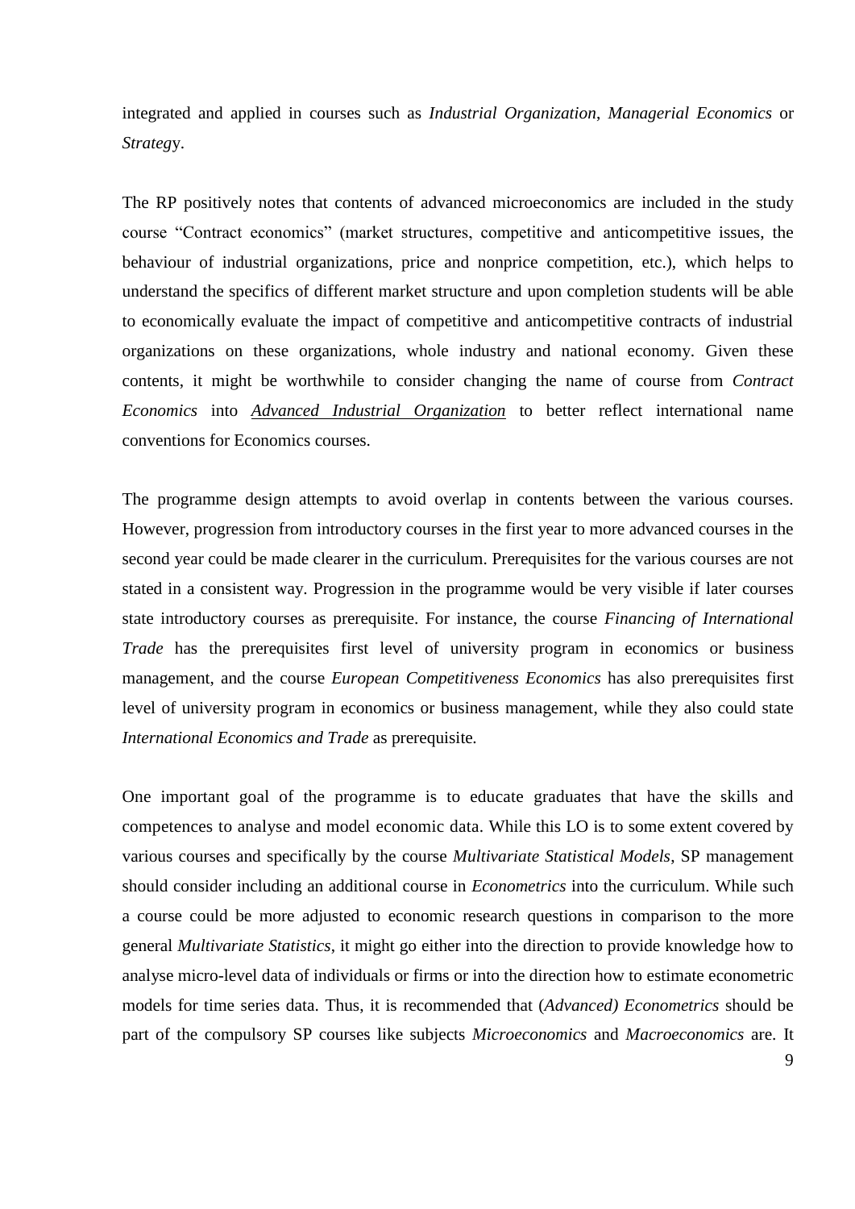integrated and applied in courses such as *Industrial Organization*, *Managerial Economics* or *Strateg*y.

The RP positively notes that contents of advanced microeconomics are included in the study course "Contract economics" (market structures, competitive and anticompetitive issues, the behaviour of industrial organizations, price and nonprice competition, etc.), which helps to understand the specifics of different market structure and upon completion students will be able to economically evaluate the impact of competitive and anticompetitive contracts of industrial organizations on these organizations, whole industry and national economy. Given these contents, it might be worthwhile to consider changing the name of course from *Contract Economics* into *Advanced Industrial Organization* to better reflect international name conventions for Economics courses.

The programme design attempts to avoid overlap in contents between the various courses. However, progression from introductory courses in the first year to more advanced courses in the second year could be made clearer in the curriculum. Prerequisites for the various courses are not stated in a consistent way. Progression in the programme would be very visible if later courses state introductory courses as prerequisite. For instance, the course *Financing of International Trade* has the prerequisites first level of university program in economics or business management, and the course *European Competitiveness Economics* has also prerequisites first level of university program in economics or business management, while they also could state *International Economics and Trade* as prerequisite.

One important goal of the programme is to educate graduates that have the skills and competences to analyse and model economic data. While this LO is to some extent covered by various courses and specifically by the course *Multivariate Statistical Models*, SP management should consider including an additional course in *Econometrics* into the curriculum. While such a course could be more adjusted to economic research questions in comparison to the more general *Multivariate Statistics*, it might go either into the direction to provide knowledge how to analyse micro-level data of individuals or firms or into the direction how to estimate econometric models for time series data. Thus, it is recommended that (*Advanced) Econometrics* should be part of the compulsory SP courses like subjects *Microeconomics* and *Macroeconomics* are. It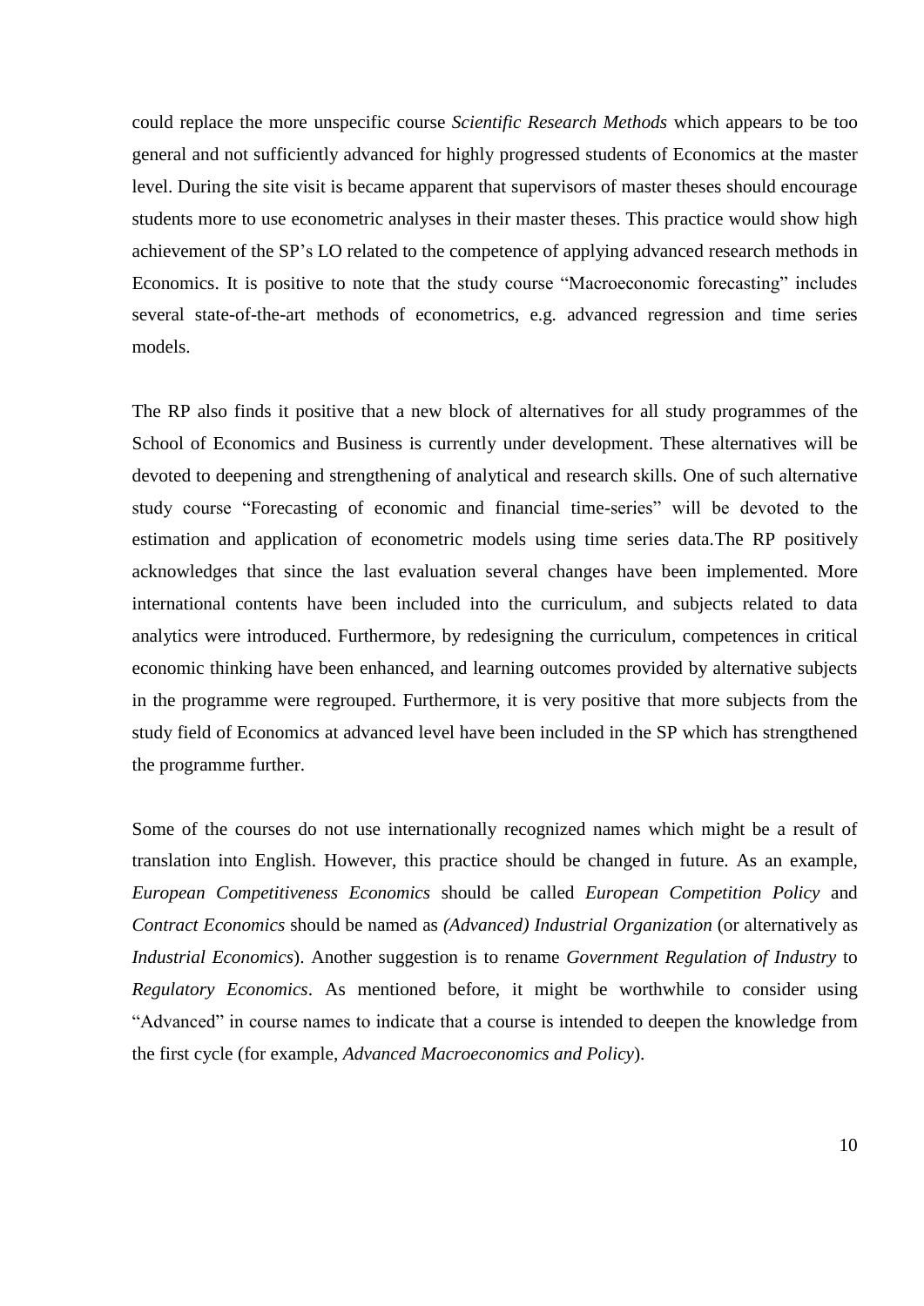could replace the more unspecific course *Scientific Research Methods* which appears to be too general and not sufficiently advanced for highly progressed students of Economics at the master level. During the site visit is became apparent that supervisors of master theses should encourage students more to use econometric analyses in their master theses. This practice would show high achievement of the SP's LO related to the competence of applying advanced research methods in Economics. It is positive to note that the study course "Macroeconomic forecasting" includes several state-of-the-art methods of econometrics, e.g. advanced regression and time series models.

The RP also finds it positive that a new block of alternatives for all study programmes of the School of Economics and Business is currently under development. These alternatives will be devoted to deepening and strengthening of analytical and research skills. One of such alternative study course "Forecasting of economic and financial time-series" will be devoted to the estimation and application of econometric models using time series data.The RP positively acknowledges that since the last evaluation several changes have been implemented. More international contents have been included into the curriculum, and subjects related to data analytics were introduced. Furthermore, by redesigning the curriculum, competences in critical economic thinking have been enhanced, and learning outcomes provided by alternative subjects in the programme were regrouped. Furthermore, it is very positive that more subjects from the study field of Economics at advanced level have been included in the SP which has strengthened the programme further.

Some of the courses do not use internationally recognized names which might be a result of translation into English. However, this practice should be changed in future. As an example, *European Competitiveness Economics* should be called *European Competition Policy* and *Contract Economics* should be named as *(Advanced) Industrial Organization* (or alternatively as *Industrial Economics*). Another suggestion is to rename *Government Regulation of Industry* to *Regulatory Economics*. As mentioned before, it might be worthwhile to consider using "Advanced" in course names to indicate that a course is intended to deepen the knowledge from the first cycle (for example, *Advanced Macroeconomics and Policy*).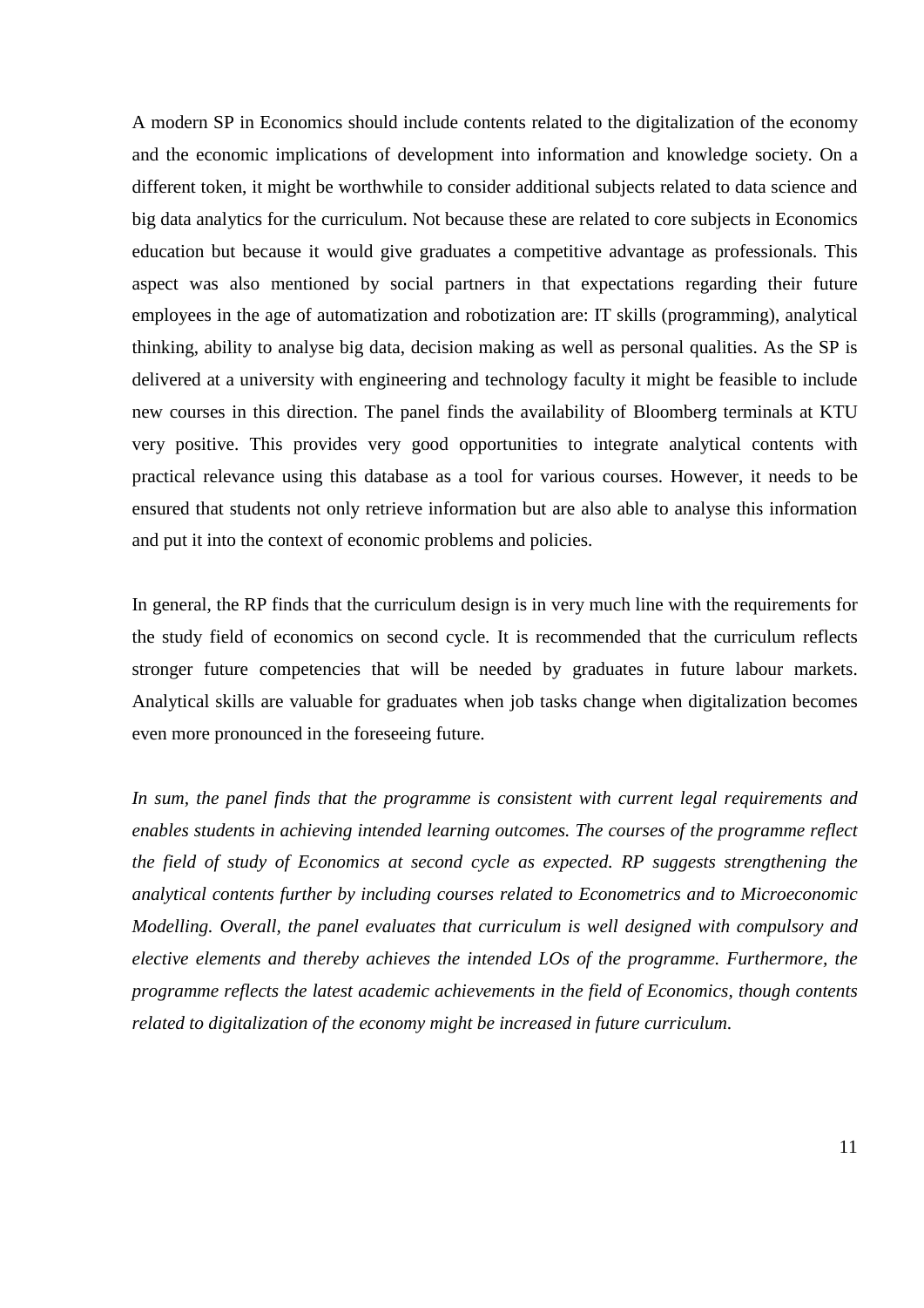A modern SP in Economics should include contents related to the digitalization of the economy and the economic implications of development into information and knowledge society. On a different token, it might be worthwhile to consider additional subjects related to data science and big data analytics for the curriculum. Not because these are related to core subjects in Economics education but because it would give graduates a competitive advantage as professionals. This aspect was also mentioned by social partners in that expectations regarding their future employees in the age of automatization and robotization are: IT skills (programming), analytical thinking, ability to analyse big data, decision making as well as personal qualities. As the SP is delivered at a university with engineering and technology faculty it might be feasible to include new courses in this direction. The panel finds the availability of Bloomberg terminals at KTU very positive. This provides very good opportunities to integrate analytical contents with practical relevance using this database as a tool for various courses. However, it needs to be ensured that students not only retrieve information but are also able to analyse this information and put it into the context of economic problems and policies.

In general, the RP finds that the curriculum design is in very much line with the requirements for the study field of economics on second cycle. It is recommended that the curriculum reflects stronger future competencies that will be needed by graduates in future labour markets. Analytical skills are valuable for graduates when job tasks change when digitalization becomes even more pronounced in the foreseeing future.

*In sum, the panel finds that the programme is consistent with current legal requirements and enables students in achieving intended learning outcomes. The courses of the programme reflect the field of study of Economics at second cycle as expected. RP suggests strengthening the analytical contents further by including courses related to Econometrics and to Microeconomic Modelling. Overall, the panel evaluates that curriculum is well designed with compulsory and elective elements and thereby achieves the intended LOs of the programme. Furthermore, the programme reflects the latest academic achievements in the field of Economics, though contents related to digitalization of the economy might be increased in future curriculum.*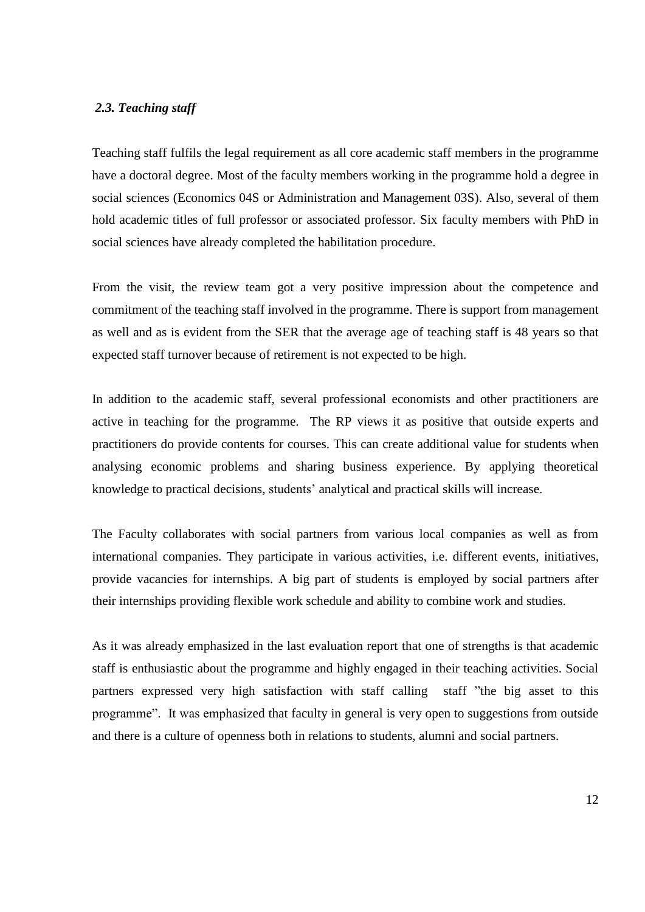### *2.3. Teaching staff*

Teaching staff fulfils the legal requirement as all core academic staff members in the programme have a doctoral degree. Most of the faculty members working in the programme hold a degree in social sciences (Economics 04S or Administration and Management 03S). Also, several of them hold academic titles of full professor or associated professor. Six faculty members with PhD in social sciences have already completed the habilitation procedure.

From the visit, the review team got a very positive impression about the competence and commitment of the teaching staff involved in the programme. There is support from management as well and as is evident from the SER that the average age of teaching staff is 48 years so that expected staff turnover because of retirement is not expected to be high.

In addition to the academic staff, several professional economists and other practitioners are active in teaching for the programme. The RP views it as positive that outside experts and practitioners do provide contents for courses. This can create additional value for students when analysing economic problems and sharing business experience. By applying theoretical knowledge to practical decisions, students' analytical and practical skills will increase.

The Faculty collaborates with social partners from various local companies as well as from international companies. They participate in various activities, i.e. different events, initiatives, provide vacancies for internships. A big part of students is employed by social partners after their internships providing flexible work schedule and ability to combine work and studies.

As it was already emphasized in the last evaluation report that one of strengths is that academic staff is enthusiastic about the programme and highly engaged in their teaching activities. Social partners expressed very high satisfaction with staff calling staff "the big asset to this programme". It was emphasized that faculty in general is very open to suggestions from outside and there is a culture of openness both in relations to students, alumni and social partners.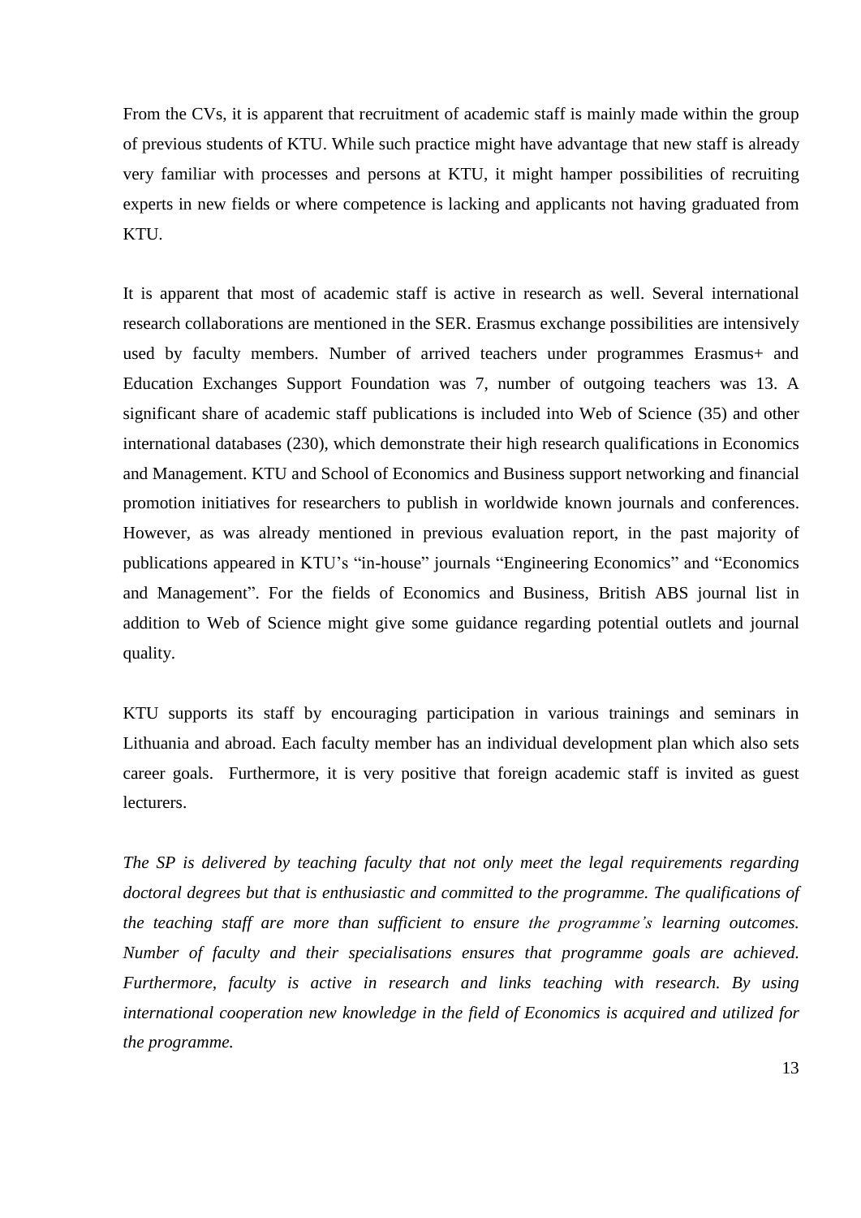From the CVs, it is apparent that recruitment of academic staff is mainly made within the group of previous students of KTU. While such practice might have advantage that new staff is already very familiar with processes and persons at KTU, it might hamper possibilities of recruiting experts in new fields or where competence is lacking and applicants not having graduated from KTU.

It is apparent that most of academic staff is active in research as well. Several international research collaborations are mentioned in the SER. Erasmus exchange possibilities are intensively used by faculty members. Number of arrived teachers under programmes Erasmus+ and Education Exchanges Support Foundation was 7, number of outgoing teachers was 13. A significant share of academic staff publications is included into Web of Science (35) and other international databases (230), which demonstrate their high research qualifications in Economics and Management. KTU and School of Economics and Business support networking and financial promotion initiatives for researchers to publish in worldwide known journals and conferences. However, as was already mentioned in previous evaluation report, in the past majority of publications appeared in KTU's "in-house" journals "Engineering Economics" and "Economics and Management". For the fields of Economics and Business, British ABS journal list in addition to Web of Science might give some guidance regarding potential outlets and journal quality.

KTU supports its staff by encouraging participation in various trainings and seminars in Lithuania and abroad. Each faculty member has an individual development plan which also sets career goals. Furthermore, it is very positive that foreign academic staff is invited as guest lecturers.

*The SP is delivered by teaching faculty that not only meet the legal requirements regarding doctoral degrees but that is enthusiastic and committed to the programme. The qualifications of the teaching staff are more than sufficient to ensure the programme's learning outcomes. Number of faculty and their specialisations ensures that programme goals are achieved. Furthermore, faculty is active in research and links teaching with research. By using international cooperation new knowledge in the field of Economics is acquired and utilized for the programme.*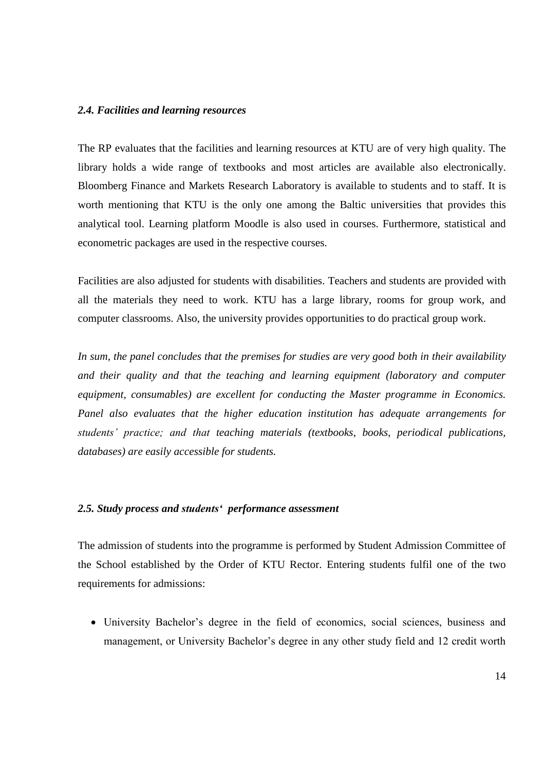### *2.4. Facilities and learning resources*

The RP evaluates that the facilities and learning resources at KTU are of very high quality. The library holds a wide range of textbooks and most articles are available also electronically. Bloomberg Finance and Markets Research Laboratory is available to students and to staff. It is worth mentioning that KTU is the only one among the Baltic universities that provides this analytical tool. Learning platform Moodle is also used in courses. Furthermore, statistical and econometric packages are used in the respective courses.

Facilities are also adjusted for students with disabilities. Teachers and students are provided with all the materials they need to work. KTU has a large library, rooms for group work, and computer classrooms. Also, the university provides opportunities to do practical group work.

*In sum, the panel concludes that the premises for studies are very good both in their availability and their quality and that the teaching and learning equipment (laboratory and computer equipment, consumables) are excellent for conducting the Master programme in Economics. Panel also evaluates that the higher education institution has adequate arrangements for students' practice; and that teaching materials (textbooks, books, periodical publications, databases) are easily accessible for students.*

### *2.5. Study process and students' performance assessment*

The admission of students into the programme is performed by Student Admission Committee of the School established by the Order of KTU Rector. Entering students fulfil one of the two requirements for admissions:

- University Bachelor's degree in the field of economics, social sciences, business and management, or University Bachelor's degree in any other study field and 12 credit worth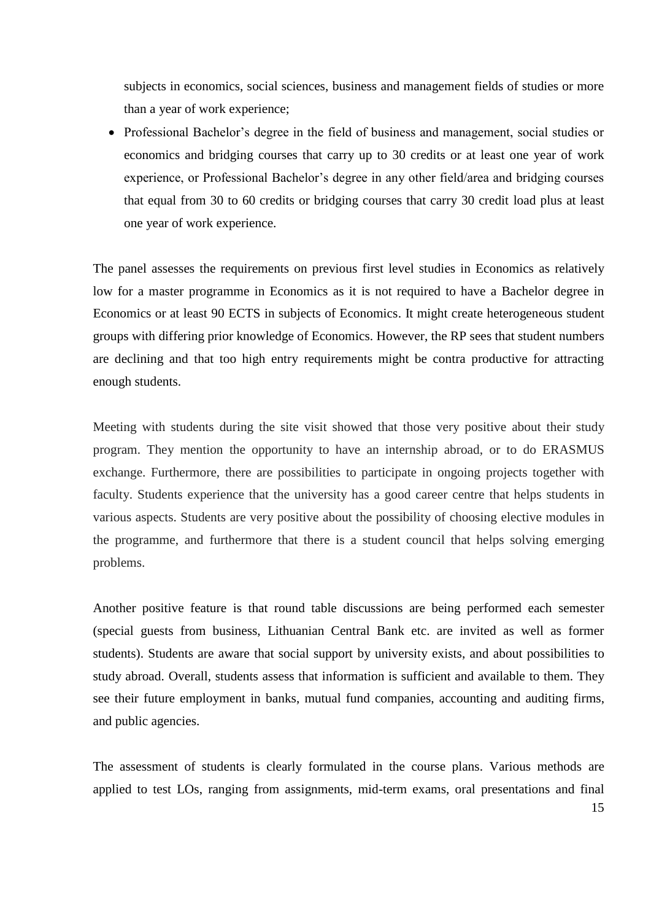subjects in economics, social sciences, business and management fields of studies or more than a year of work experience;

- Professional Bachelor's degree in the field of business and management, social studies or economics and bridging courses that carry up to 30 credits or at least one year of work experience, or Professional Bachelor's degree in any other field/area and bridging courses that equal from 30 to 60 credits or bridging courses that carry 30 credit load plus at least one year of work experience.

The panel assesses the requirements on previous first level studies in Economics as relatively low for a master programme in Economics as it is not required to have a Bachelor degree in Economics or at least 90 ECTS in subjects of Economics. It might create heterogeneous student groups with differing prior knowledge of Economics. However, the RP sees that student numbers are declining and that too high entry requirements might be contra productive for attracting enough students.

Meeting with students during the site visit showed that those very positive about their study program. They mention the opportunity to have an internship abroad, or to do ERASMUS exchange. Furthermore, there are possibilities to participate in ongoing projects together with faculty. Students experience that the university has a good career centre that helps students in various aspects. Students are very positive about the possibility of choosing elective modules in the programme, and furthermore that there is a student council that helps solving emerging problems.

Another positive feature is that round table discussions are being performed each semester (special guests from business, Lithuanian Central Bank etc. are invited as well as former students). Students are aware that social support by university exists, and about possibilities to study abroad. Overall, students assess that information is sufficient and available to them. They see their future employment in banks, mutual fund companies, accounting and auditing firms, and public agencies.

The assessment of students is clearly formulated in the course plans. Various methods are applied to test LOs, ranging from assignments, mid-term exams, oral presentations and final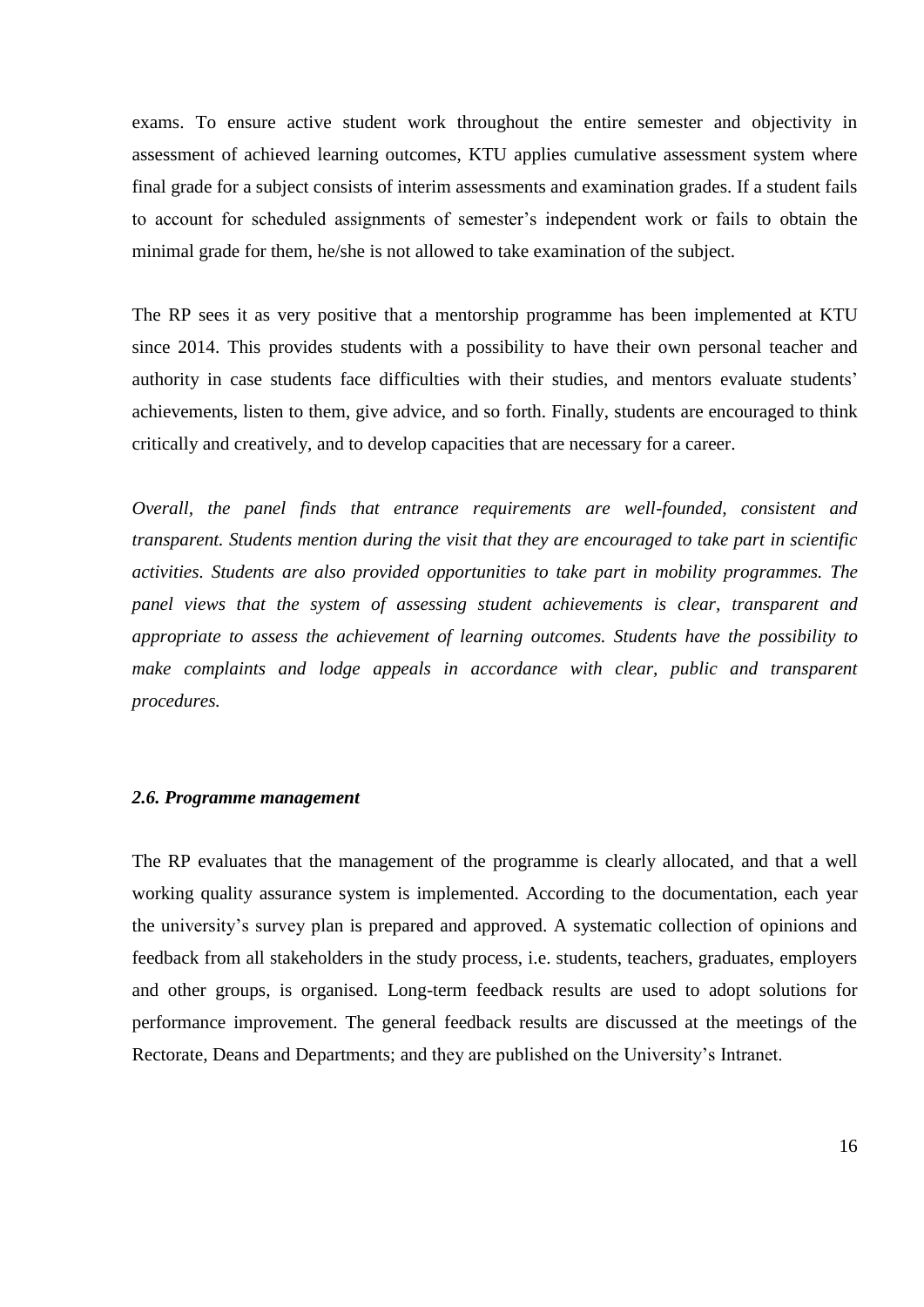exams. To ensure active student work throughout the entire semester and objectivity in assessment of achieved learning outcomes, KTU applies cumulative assessment system where final grade for a subject consists of interim assessments and examination grades. If a student fails to account for scheduled assignments of semester's independent work or fails to obtain the minimal grade for them, he/she is not allowed to take examination of the subject.

The RP sees it as very positive that a mentorship programme has been implemented at KTU since 2014. This provides students with a possibility to have their own personal teacher and authority in case students face difficulties with their studies, and mentors evaluate students' achievements, listen to them, give advice, and so forth. Finally, students are encouraged to think critically and creatively, and to develop capacities that are necessary for a career.

*Overall, the panel finds that entrance requirements are well-founded, consistent and transparent. Students mention during the visit that they are encouraged to take part in scientific activities. Students are also provided opportunities to take part in mobility programmes. The panel views that the system of assessing student achievements is clear, transparent and appropriate to assess the achievement of learning outcomes. Students have the possibility to make complaints and lodge appeals in accordance with clear, public and transparent procedures.*

### *2.6. Programme management*

The RP evaluates that the management of the programme is clearly allocated, and that a well working quality assurance system is implemented. According to the documentation, each year the university's survey plan is prepared and approved. A systematic collection of opinions and feedback from all stakeholders in the study process, i.e. students, teachers, graduates, employers and other groups, is organised. Long-term feedback results are used to adopt solutions for performance improvement. The general feedback results are discussed at the meetings of the Rectorate, Deans and Departments; and they are published on the University's Intranet.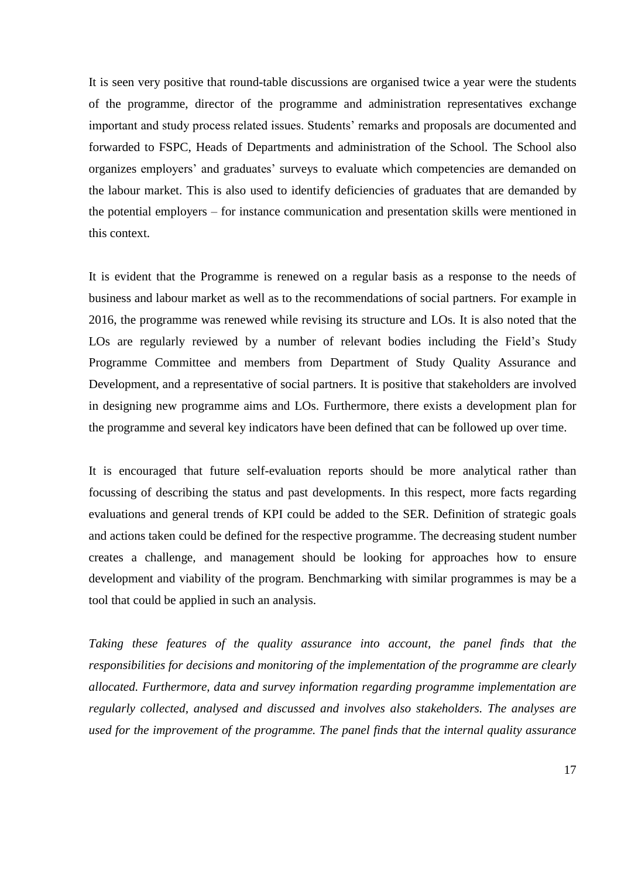It is seen very positive that round-table discussions are organised twice a year were the students of the programme, director of the programme and administration representatives exchange important and study process related issues. Students' remarks and proposals are documented and forwarded to FSPC, Heads of Departments and administration of the School. The School also organizes employers' and graduates' surveys to evaluate which competencies are demanded on the labour market. This is also used to identify deficiencies of graduates that are demanded by the potential employers – for instance communication and presentation skills were mentioned in this context.

It is evident that the Programme is renewed on a regular basis as a response to the needs of business and labour market as well as to the recommendations of social partners. For example in 2016, the programme was renewed while revising its structure and LOs. It is also noted that the LOs are regularly reviewed by a number of relevant bodies including the Field's Study Programme Committee and members from Department of Study Quality Assurance and Development, and a representative of social partners. It is positive that stakeholders are involved in designing new programme aims and LOs. Furthermore, there exists a development plan for the programme and several key indicators have been defined that can be followed up over time.

It is encouraged that future self-evaluation reports should be more analytical rather than focussing of describing the status and past developments. In this respect, more facts regarding evaluations and general trends of KPI could be added to the SER. Definition of strategic goals and actions taken could be defined for the respective programme. The decreasing student number creates a challenge, and management should be looking for approaches how to ensure development and viability of the program. Benchmarking with similar programmes is may be a tool that could be applied in such an analysis.

*Taking these features of the quality assurance into account, the panel finds that the responsibilities for decisions and monitoring of the implementation of the programme are clearly allocated. Furthermore, data and survey information regarding programme implementation are regularly collected, analysed and discussed and involves also stakeholders. The analyses are used for the improvement of the programme. The panel finds that the internal quality assurance*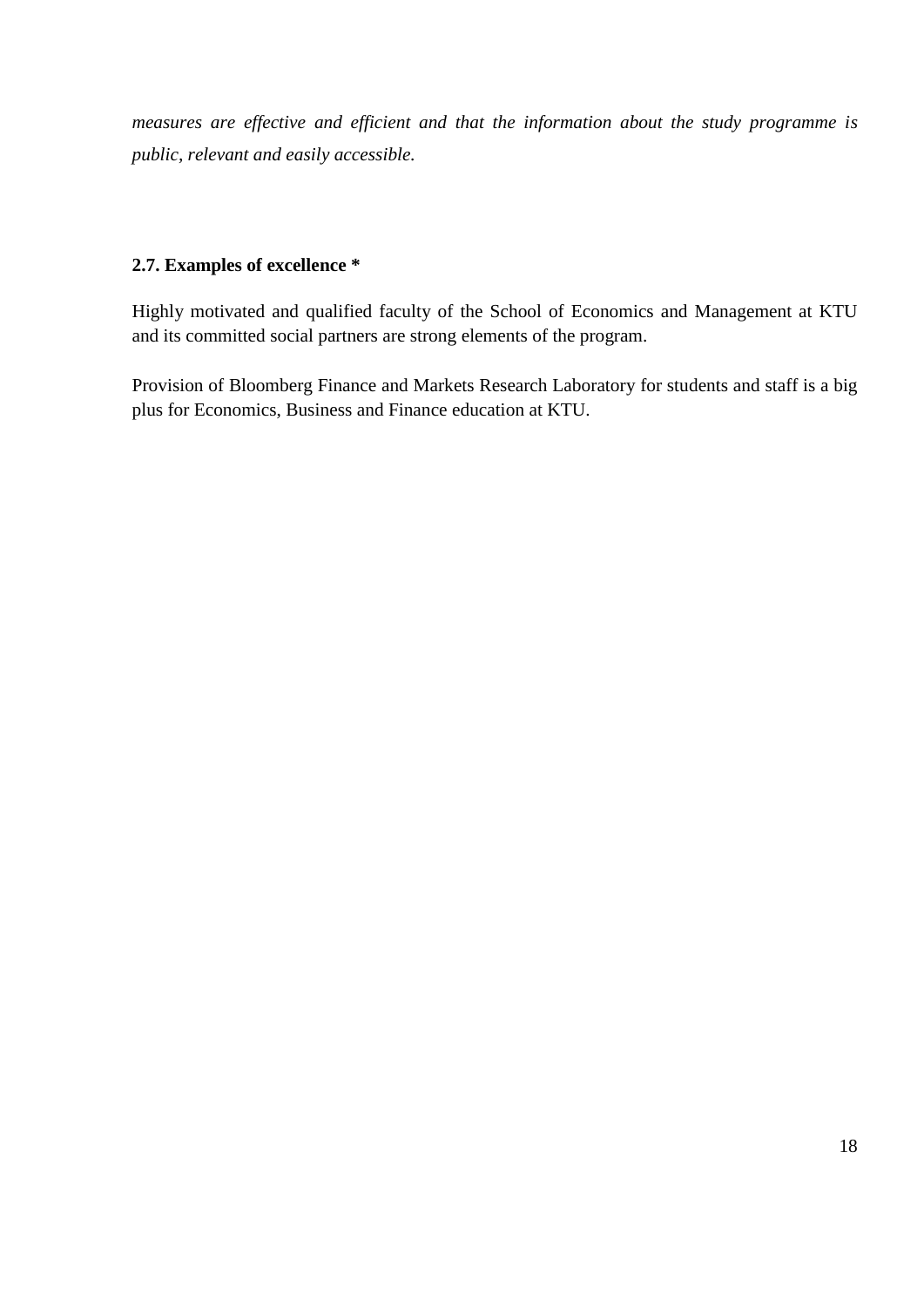*measures are effective and efficient and that the information about the study programme is public, relevant and easily accessible.*

### 2.7. Examples of excellence *

Highly motivated and qualified faculty of the School of Economics and Management at KTU and its committed social partners are strong elements of the program.

Provision of Bloomberg Finance and Markets Research Laboratory for students and staff is a big plus for Economics, Business and Finance education at KTU.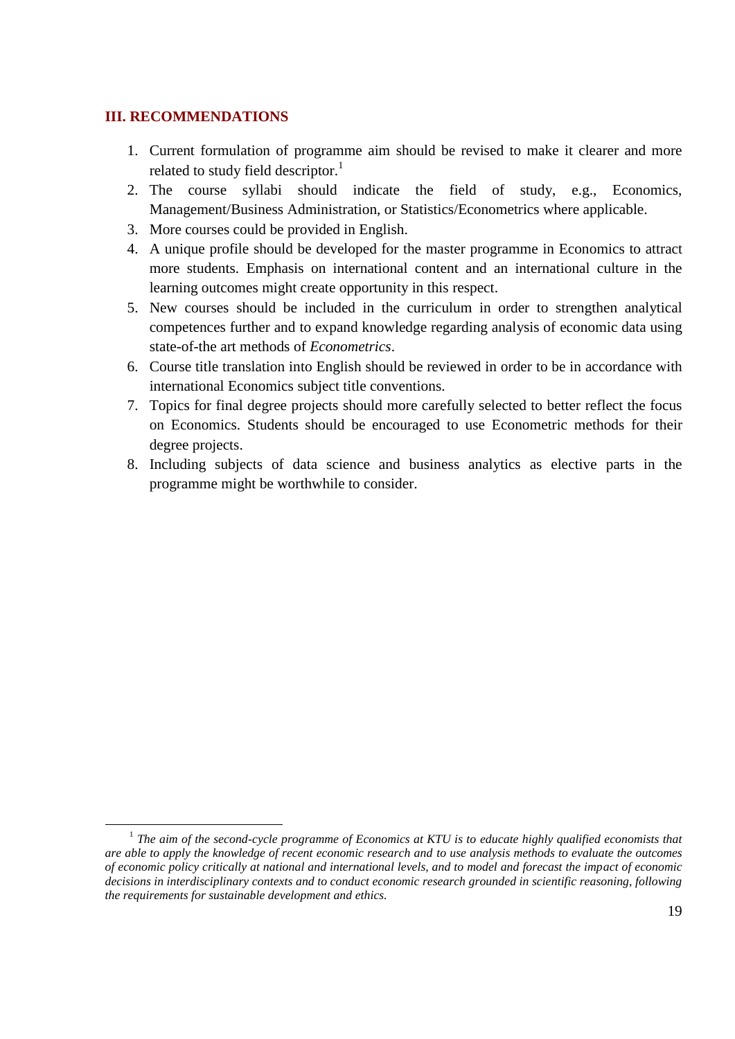## III. RECOMMENDATIONS

1. Current formulation of programme aim should be revised to make it clearer and more related to study field descriptor.[1]
2. The course syllabi should indicate the field of study, e.g., Economics, Management/Business Administration, or Statistics/Econometrics where applicable.
3. More courses could be provided in English.
4. A unique profile should be developed for the master programme in Economics to attract more students. Emphasis on international content and an international culture in the learning outcomes might create opportunity in this respect.
5. New courses should be included in the curriculum in order to strengthen analytical competences further and to expand knowledge regarding analysis of economic data using state-of-the art methods of *Econometrics*.
6. Course title translation into English should be reviewed in order to be in accordance with international Economics subject title conventions.
7. Topics for final degree projects should more carefully selected to better reflect the focus on Economics. Students should be encouraged to use Econometric methods for their degree projects.
8. Including subjects of data science and business analytics as elective parts in the programme might be worthwhile to consider.

---

[1] *The aim of the second-cycle programme of Economics at KTU is to educate highly qualified economists that are able to apply the knowledge of recent economic research and to use analysis methods to evaluate the outcomes of economic policy critically at national and international levels, and to model and forecast the impact of economic decisions in interdisciplinary contexts and to conduct economic research grounded in scientific reasoning, following the requirements for sustainable development and ethics.*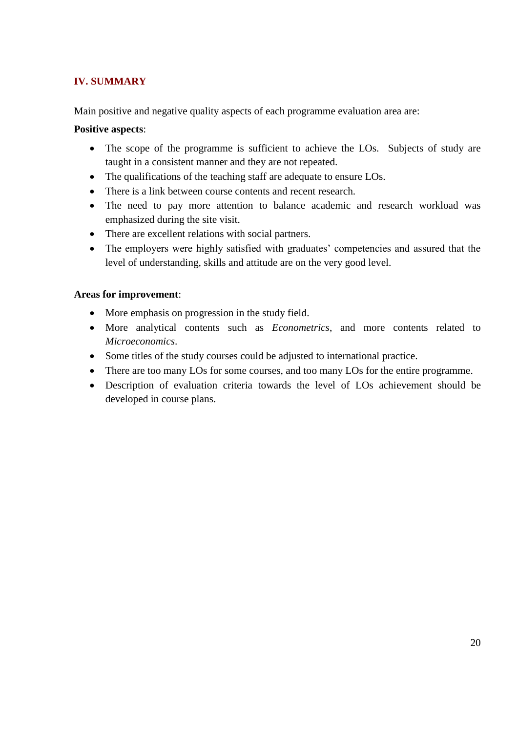## IV. SUMMARY

Main positive and negative quality aspects of each programme evaluation area are:

**Positive aspects**:

- The scope of the programme is sufficient to achieve the LOs.  Subjects of study are taught in a consistent manner and they are not repeated.
- The qualifications of the teaching staff are adequate to ensure LOs.
- There is a link between course contents and recent research.
- The need to pay more attention to balance academic and research workload was emphasized during the site visit.
- There are excellent relations with social partners.
- The employers were highly satisfied with graduates' competencies and assured that the level of understanding, skills and attitude are on the very good level.

**Areas for improvement**:

- More emphasis on progression in the study field.
- More analytical contents such as *Econometrics*, and more contents related to *Microeconomics*.
- Some titles of the study courses could be adjusted to international practice.
- There are too many LOs for some courses, and too many LOs for the entire programme.
- Description of evaluation criteria towards the level of LOs achievement should be developed in course plans.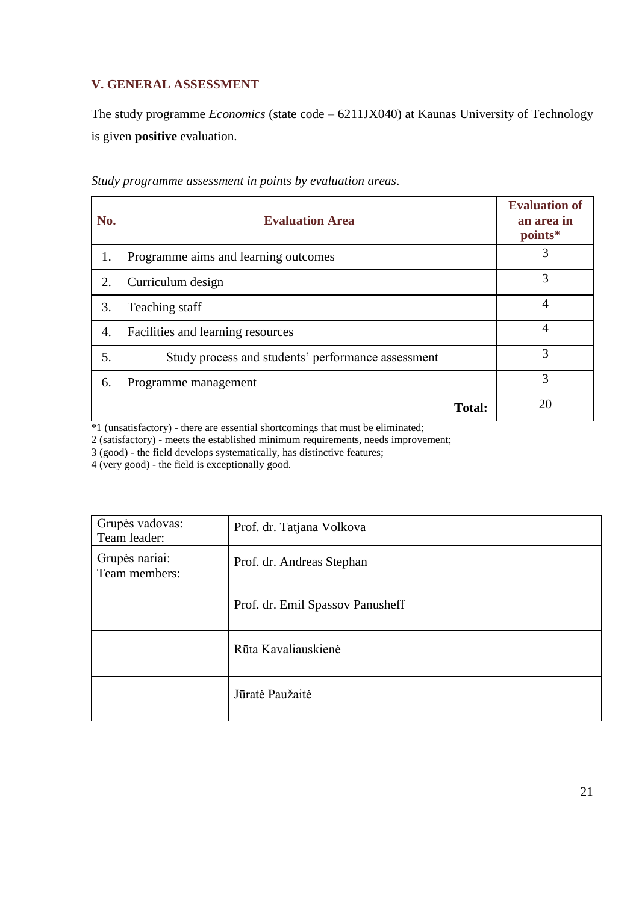## V. GENERAL ASSESSMENT

The study programme *Economics* (state code – 6211JX040) at Kaunas University of Technology is given **positive** evaluation.

*Study programme assessment in points by evaluation areas*.

| No. | Evaluation Area | Evaluation of an area in points* |
|---|---|---|
| 1. | Programme aims and learning outcomes | 3 |
| 2. | Curriculum design | 3 |
| 3. | Teaching staff | 4 |
| 4. | Facilities and learning resources | 4 |
| 5. | Study process and students' performance assessment | 3 |
| 6. | Programme management | 3 |
| | **Total:** | 20 |

*1 (unsatisfactory) - there are essential shortcomings that must be eliminated;
2 (satisfactory) - meets the established minimum requirements, needs improvement;
3 (good) - the field develops systematically, has distinctive features;
4 (very good) - the field is exceptionally good.

| | |
|---|---|
| Grupės vadovas: Team leader: | Prof. dr. Tatjana Volkova |
| Grupės nariai: Team members: | Prof. dr. Andreas Stephan |
| | Prof. dr. Emil Spassov Panusheff |
| | Rūta Kavaliauskienė |
| | Jūratė Paužaitė |